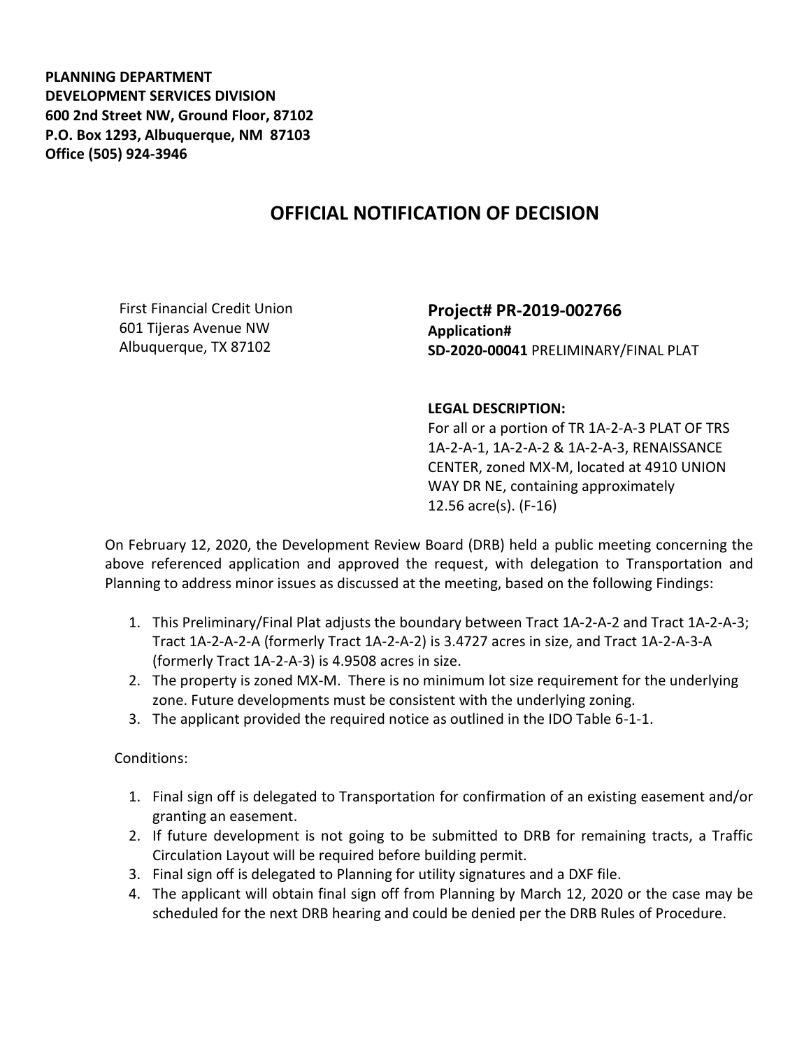**PLANNING DEPARTMENT**
**DEVELOPMENT SERVICES DIVISION**
**600 2nd Street NW, Ground Floor, 87102**
**P.O. Box 1293, Albuquerque, NM 87103**
**Office (505) 924-3946**

# OFFICIAL NOTIFICATION OF DECISION

First Financial Credit Union
601 Tijeras Avenue NW
Albuquerque, TX 87102

**Project# PR-2019-002766**
**Application#**
**SD-2020-00041** PRELIMINARY/FINAL PLAT

**LEGAL DESCRIPTION:**
For all or a portion of TR 1A-2-A-3 PLAT OF TRS 1A-2-A-1, 1A-2-A-2 & 1A-2-A-3, RENAISSANCE CENTER, zoned MX-M, located at 4910 UNION WAY DR NE, containing approximately 12.56 acre(s). (F-16)

On February 12, 2020, the Development Review Board (DRB) held a public meeting concerning the above referenced application and approved the request, with delegation to Transportation and Planning to address minor issues as discussed at the meeting, based on the following Findings:

1. This Preliminary/Final Plat adjusts the boundary between Tract 1A-2-A-2 and Tract 1A-2-A-3; Tract 1A-2-A-2-A (formerly Tract 1A-2-A-2) is 3.4727 acres in size, and Tract 1A-2-A-3-A (formerly Tract 1A-2-A-3) is 4.9508 acres in size.
2. The property is zoned MX-M. There is no minimum lot size requirement for the underlying zone. Future developments must be consistent with the underlying zoning.
3. The applicant provided the required notice as outlined in the IDO Table 6-1-1.

Conditions:

1. Final sign off is delegated to Transportation for confirmation of an existing easement and/or granting an easement.
2. If future development is not going to be submitted to DRB for remaining tracts, a Traffic Circulation Layout will be required before building permit.
3. Final sign off is delegated to Planning for utility signatures and a DXF file.
4. The applicant will obtain final sign off from Planning by March 12, 2020 or the case may be scheduled for the next DRB hearing and could be denied per the DRB Rules of Procedure.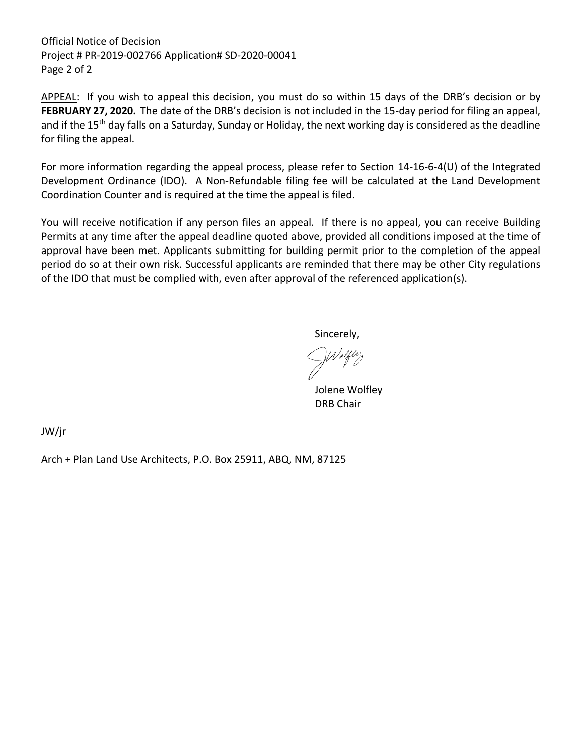APPEAL: If you wish to appeal this decision, you must do so within 15 days of the DRB's decision or by **FEBRUARY 27, 2020.** The date of the DRB's decision is not included in the 15-day period for filing an appeal, and if the 15th day falls on a Saturday, Sunday or Holiday, the next working day is considered as the deadline for filing the appeal.

For more information regarding the appeal process, please refer to Section 14-16-6-4(U) of the Integrated Development Ordinance (IDO). A Non-Refundable filing fee will be calculated at the Land Development Coordination Counter and is required at the time the appeal is filed.

You will receive notification if any person files an appeal. If there is no appeal, you can receive Building Permits at any time after the appeal deadline quoted above, provided all conditions imposed at the time of approval have been met. Applicants submitting for building permit prior to the completion of the appeal period do so at their own risk. Successful applicants are reminded that there may be other City regulations of the IDO that must be complied with, even after approval of the referenced application(s).

Sincerely,

Jolene Wolfley
DRB Chair

JW/jr

Arch + Plan Land Use Architects, P.O. Box 25911, ABQ, NM, 87125